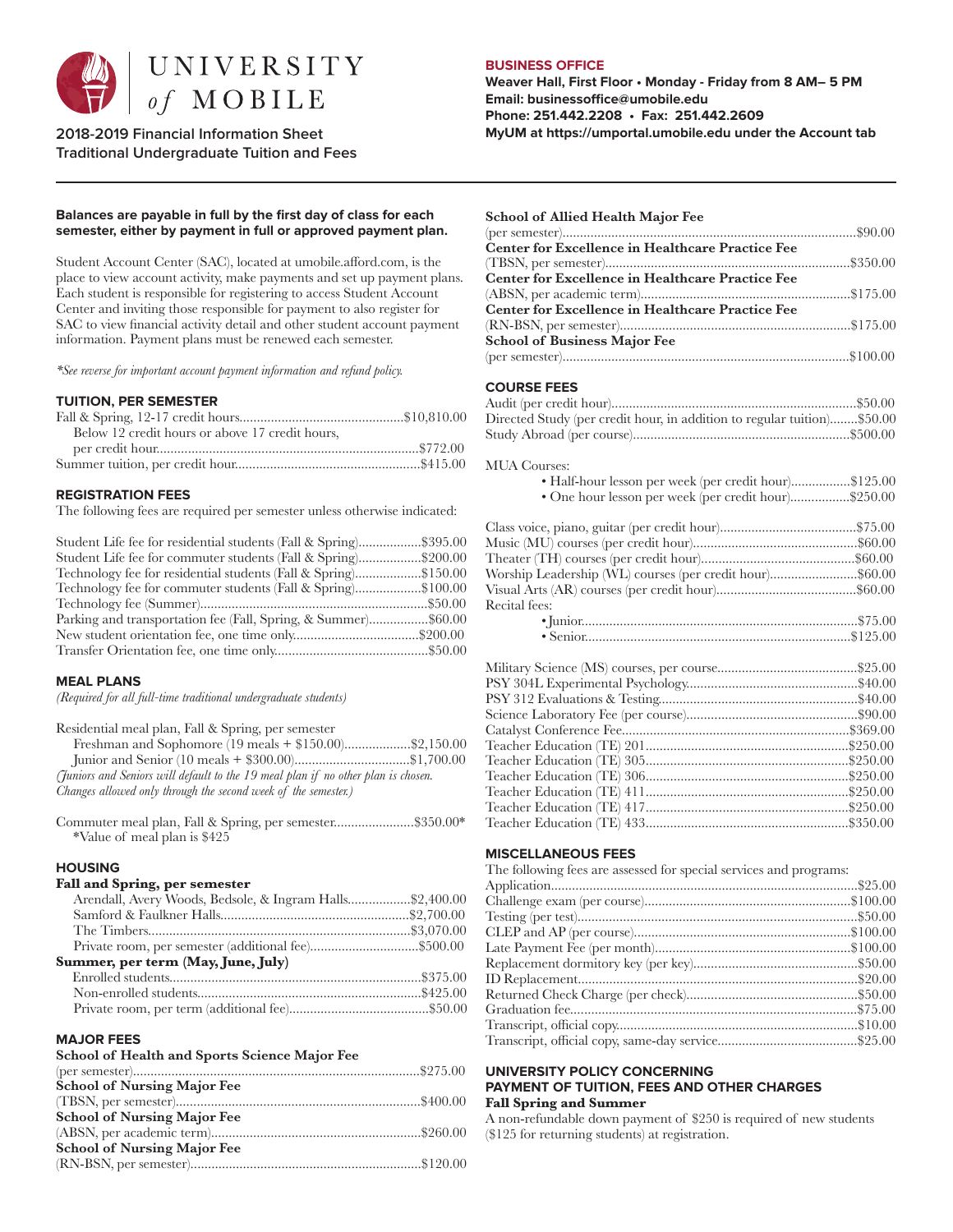# UNIVERSITY of MOBILE

**2018-2019 Financial Information Sheet**
**Traditional Undergraduate Tuition and Fees**

**BUSINESS OFFICE**
**Weaver Hall, First Floor • Monday - Friday from 8 AM– 5 PM**
**Email: businessoffice@umobile.edu**
**Phone: 251.442.2208 • Fax: 251.442.2609**
**MyUM at https://umportal.umobile.edu under the Account tab**

**Balances are payable in full by the first day of class for each semester, either by payment in full or approved payment plan.**

Student Account Center (SAC), located at umobile.afford.com, is the place to view account activity, make payments and set up payment plans. Each student is responsible for registering to access Student Account Center and inviting those responsible for payment to also register for SAC to view financial activity detail and other student account payment information. Payment plans must be renewed each semester.

*\*See reverse for important account payment information and refund policy.*

## TUITION, PER SEMESTER

| Item | Amount |
|---|---|
| Fall & Spring, 12-17 credit hours | $10,810.00 |
| Below 12 credit hours or above 17 credit hours, per credit hour | $772.00 |
| Summer tuition, per credit hour | $415.00 |

## REGISTRATION FEES

The following fees are required per semester unless otherwise indicated:

| Item | Amount |
|---|---|
| Student Life fee for residential students (Fall & Spring) | $395.00 |
| Student Life fee for commuter students (Fall & Spring) | $200.00 |
| Technology fee for residential students (Fall & Spring) | $150.00 |
| Technology fee for commuter students (Fall & Spring) | $100.00 |
| Technology fee (Summer) | $50.00 |
| Parking and transportation fee (Fall, Spring, & Summer) | $60.00 |
| New student orientation fee, one time only | $200.00 |
| Transfer Orientation fee, one time only | $50.00 |

## MEAL PLANS

*(Required for all full-time traditional undergraduate students)*

Residential meal plan, Fall & Spring, per semester

| Item | Amount |
|---|---|
| Freshman and Sophomore (19 meals + $150.00) | $2,150.00 |
| Junior and Senior (10 meals + $300.00) | $1,700.00 |

*(Juniors and Seniors will default to the 19 meal plan if no other plan is chosen. Changes allowed only through the second week of the semester.)*

Commuter meal plan, Fall & Spring, per semester ....................... $350.00\*
\*Value of meal plan is $425

## HOUSING

**Fall and Spring, per semester**

| Item | Amount |
|---|---|
| Arendall, Avery Woods, Bedsole, & Ingram Halls | $2,400.00 |
| Samford & Faulkner Halls | $2,700.00 |
| The Timbers | $3,070.00 |
| Private room, per semester (additional fee) | $500.00 |

**Summer, per term (May, June, July)**

| Item | Amount |
|---|---|
| Enrolled students | $375.00 |
| Non-enrolled students | $425.00 |
| Private room, per term (additional fee) | $50.00 |

## MAJOR FEES

| Item | Amount |
|---|---|
| **School of Health and Sports Science Major Fee** (per semester) | $275.00 |
| **School of Nursing Major Fee** (TBSN, per semester) | $400.00 |
| **School of Nursing Major Fee** (ABSN, per academic term) | $260.00 |
| **School of Nursing Major Fee** (RN-BSN, per semester) | $120.00 |
| **School of Allied Health Major Fee** (per semester) | $90.00 |
| **Center for Excellence in Healthcare Practice Fee** (TBSN, per semester) | $350.00 |
| **Center for Excellence in Healthcare Practice Fee** (ABSN, per academic term) | $175.00 |
| **Center for Excellence in Healthcare Practice Fee** (RN-BSN, per semester) | $175.00 |
| **School of Business Major Fee** (per semester) | $100.00 |

## COURSE FEES

| Item | Amount |
|---|---|
| Audit (per credit hour) | $50.00 |
| Directed Study (per credit hour, in addition to regular tuition) | $50.00 |
| Study Abroad (per course) | $500.00 |

MUA Courses:

| Item | Amount |
|---|---|
| • Half-hour lesson per week (per credit hour) | $125.00 |
| • One hour lesson per week (per credit hour) | $250.00 |

| Item | Amount |
|---|---|
| Class voice, piano, guitar (per credit hour) | $75.00 |
| Music (MU) courses (per credit hour) | $60.00 |
| Theater (TH) courses (per credit hour) | $60.00 |
| Worship Leadership (WL) courses (per credit hour) | $60.00 |
| Visual Arts (AR) courses (per credit hour) | $60.00 |
| Recital fees: • Junior | $75.00 |
| Recital fees: • Senior | $125.00 |

| Item | Amount |
|---|---|
| Military Science (MS) courses, per course | $25.00 |
| PSY 304L Experimental Psychology | $40.00 |
| PSY 312 Evaluations & Testing | $40.00 |
| Science Laboratory Fee (per course) | $90.00 |
| Catalyst Conference Fee | $369.00 |
| Teacher Education (TE) 201 | $250.00 |
| Teacher Education (TE) 305 | $250.00 |
| Teacher Education (TE) 306 | $250.00 |
| Teacher Education (TE) 411 | $250.00 |
| Teacher Education (TE) 417 | $250.00 |
| Teacher Education (TE) 433 | $350.00 |

## MISCELLANEOUS FEES

The following fees are assessed for special services and programs:

| Item | Amount |
|---|---|
| Application | $25.00 |
| Challenge exam (per course) | $100.00 |
| Testing (per test) | $50.00 |
| CLEP and AP (per course) | $100.00 |
| Late Payment Fee (per month) | $100.00 |
| Replacement dormitory key (per key) | $50.00 |
| ID Replacement | $20.00 |
| Returned Check Charge (per check) | $50.00 |
| Graduation fee | $75.00 |
| Transcript, official copy | $10.00 |
| Transcript, official copy, same-day service | $25.00 |

## UNIVERSITY POLICY CONCERNING PAYMENT OF TUITION, FEES AND OTHER CHARGES

**Fall Spring and Summer**

A non-refundable down payment of $250 is required of new students ($125 for returning students) at registration.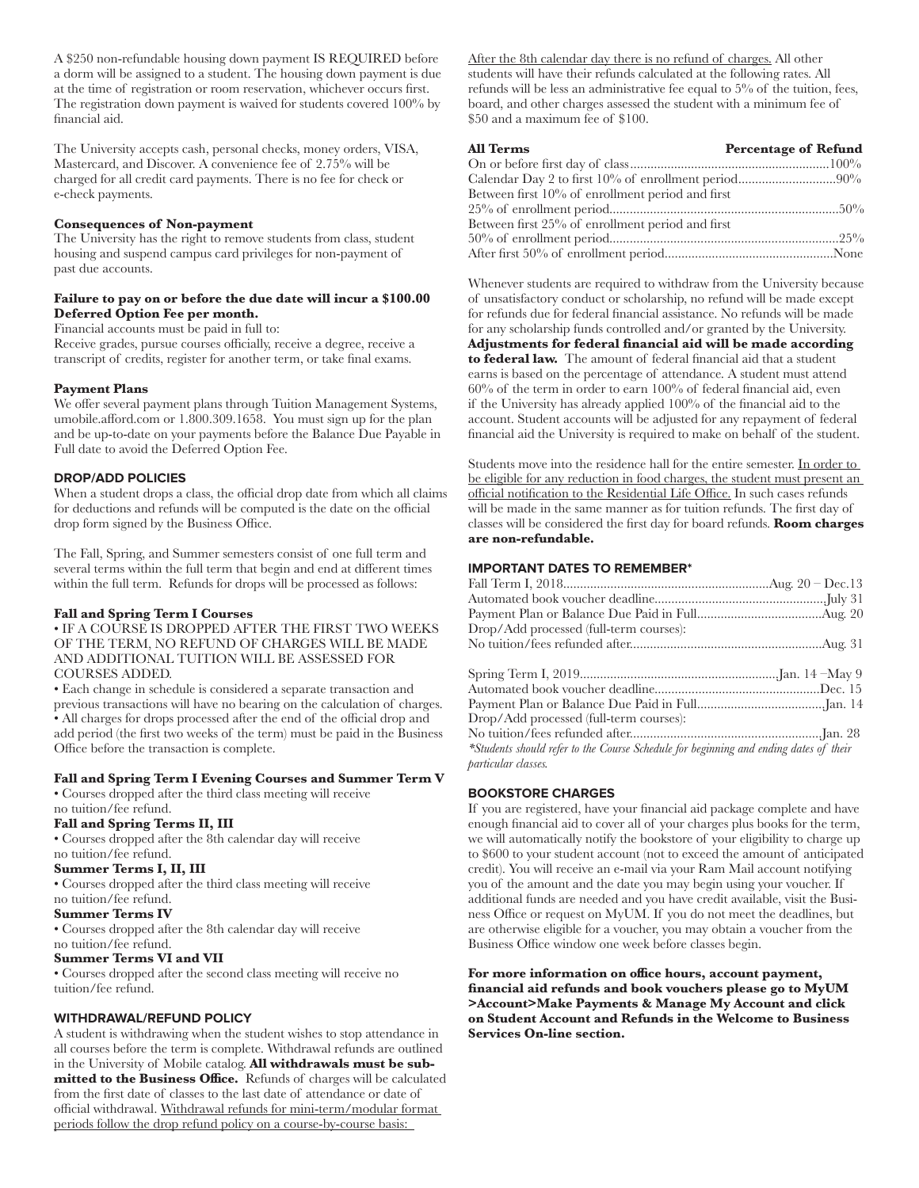A $250 non-refundable housing down payment IS REQUIRED before a dorm will be assigned to a student. The housing down payment is due at the time of registration or room reservation, whichever occurs first. The registration down payment is waived for students covered 100% by financial aid.

The University accepts cash, personal checks, money orders, VISA, Mastercard, and Discover. A convenience fee of 2.75% will be charged for all credit card payments. There is no fee for check or e-check payments.

**Consequences of Non-payment**

The University has the right to remove students from class, student housing and suspend campus card privileges for non-payment of past due accounts.

**Failure to pay on or before the due date will incur a $100.00 Deferred Option Fee per month.**

Financial accounts must be paid in full to:
Receive grades, pursue courses officially, receive a degree, receive a transcript of credits, register for another term, or take final exams.

**Payment Plans**

We offer several payment plans through Tuition Management Systems, umobile.afford.com or 1.800.309.1658. You must sign up for the plan and be up-to-date on your payments before the Balance Due Payable in Full date to avoid the Deferred Option Fee.

## DROP/ADD POLICIES

When a student drops a class, the official drop date from which all claims for deductions and refunds will be computed is the date on the official drop form signed by the Business Office.

The Fall, Spring, and Summer semesters consist of one full term and several terms within the full term that begin and end at different times within the full term. Refunds for drops will be processed as follows:

**Fall and Spring Term I Courses**

- IF A COURSE IS DROPPED AFTER THE FIRST TWO WEEKS OF THE TERM, NO REFUND OF CHARGES WILL BE MADE AND ADDITIONAL TUITION WILL BE ASSESSED FOR COURSES ADDED.
- Each change in schedule is considered a separate transaction and previous transactions will have no bearing on the calculation of charges.
- All charges for drops processed after the end of the official drop and add period (the first two weeks of the term) must be paid in the Business Office before the transaction is complete.

**Fall and Spring Term I Evening Courses and Summer Term V**

- Courses dropped after the third class meeting will receive no tuition/fee refund.

**Fall and Spring Terms II, III**

- Courses dropped after the 8th calendar day will receive no tuition/fee refund.

**Summer Terms I, II, III**

- Courses dropped after the third class meeting will receive no tuition/fee refund.

**Summer Terms IV**

- Courses dropped after the 8th calendar day will receive no tuition/fee refund.

**Summer Terms VI and VII**

- Courses dropped after the second class meeting will receive no tuition/fee refund.

## WITHDRAWAL/REFUND POLICY

A student is withdrawing when the student wishes to stop attendance in all courses before the term is complete. Withdrawal refunds are outlined in the University of Mobile catalog. **All withdrawals must be submitted to the Business Office.** Refunds of charges will be calculated from the first date of classes to the last date of attendance or date of official withdrawal. Withdrawal refunds for mini-term/modular format periods follow the drop refund policy on a course-by-course basis: After the 8th calendar day there is no refund of charges. All other students will have their refunds calculated at the following rates. All refunds will be less an administrative fee equal to 5% of the tuition, fees, board, and other charges assessed the student with a minimum fee of $50 and a maximum fee of $100.

| All Terms | Percentage of Refund |
|---|---|
| On or before first day of class | 100% |
| Calendar Day 2 to first 10% of enrollment period | 90% |
| Between first 10% of enrollment period and first 25% of enrollment period | 50% |
| Between first 25% of enrollment period and first 50% of enrollment period | 25% |
| After first 50% of enrollment period | None |

Whenever students are required to withdraw from the University because of unsatisfactory conduct or scholarship, no refund will be made except for refunds due for federal financial assistance. No refunds will be made for any scholarship funds controlled and/or granted by the University. **Adjustments for federal financial aid will be made according to federal law.** The amount of federal financial aid that a student earns is based on the percentage of attendance. A student must attend 60% of the term in order to earn 100% of federal financial aid, even if the University has already applied 100% of the financial aid to the account. Student accounts will be adjusted for any repayment of federal financial aid the University is required to make on behalf of the student.

Students move into the residence hall for the entire semester. In order to be eligible for any reduction in food charges, the student must present an official notification to the Residential Life Office. In such cases refunds will be made in the same manner as for tuition refunds. The first day of classes will be considered the first day for board refunds. **Room charges are non-refundable.**

## IMPORTANT DATES TO REMEMBER*

| | |
|---|---|
| Fall Term I, 2018 | Aug. 20 – Dec.13 |
| Automated book voucher deadline | July 31 |
| Payment Plan or Balance Due Paid in Full | Aug. 20 |
| Drop/Add processed (full-term courses): No tuition/fees refunded after | Aug. 31 |
| Spring Term I, 2019 | Jan. 14 –May 9 |
| Automated book voucher deadline | Dec. 15 |
| Payment Plan or Balance Due Paid in Full | Jan. 14 |
| Drop/Add processed (full-term courses): No tuition/fees refunded after | Jan. 28 |

*\*Students should refer to the Course Schedule for beginning and ending dates of their particular classes.*

## BOOKSTORE CHARGES

If you are registered, have your financial aid package complete and have enough financial aid to cover all of your charges plus books for the term, we will automatically notify the bookstore of your eligibility to charge up to $600 to your student account (not to exceed the amount of anticipated credit). You will receive an e-mail via your Ram Mail account notifying you of the amount and the date you may begin using your voucher. If additional funds are needed and you have credit available, visit the Business Office or request on MyUM. If you do not meet the deadlines, but are otherwise eligible for a voucher, you may obtain a voucher from the Business Office window one week before classes begin.

**For more information on office hours, account payment, financial aid refunds and book vouchers please go to MyUM >Account>Make Payments & Manage My Account and click on Student Account and Refunds in the Welcome to Business Services On-line section.**